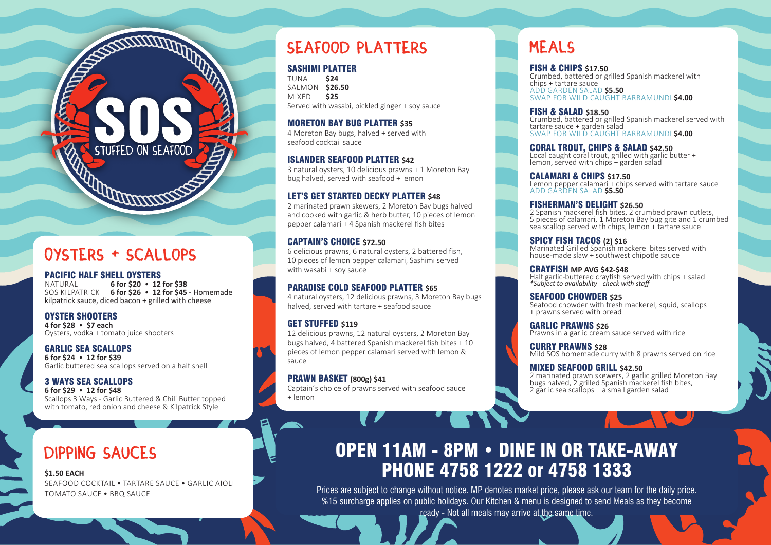# SOS
STUFFED ON SEAFOOD

## OYSTERS + SCALLOPS

### PACIFIC HALF SHELL OYSTERS
NATURAL **6 for $20 • 12 for $38**
SOS KILPATRICK **6 for $26 • 12 for $45 -** Homemade kilpatrick sauce, diced bacon + grilled with cheese

### OYSTER SHOOTERS
**4 for $28 • $7 each**
Oysters, vodka + tomato juice shooters

### GARLIC SEA SCALLOPS
**6 for $24 • 12 for $39**
Garlic buttered sea scallops served on a half shell

### 3 WAYS SEA SCALLOPS
**6 for $29 • 12 for $48**
Scallops 3 Ways - Garlic Buttered & Chili Butter topped with tomato, red onion and cheese & Kilpatrick Style

## DIPPING SAUCES

**$1.50 EACH**
SEAFOOD COCKTAIL • TARTARE SAUCE • GARLIC AIOLI
TOMATO SAUCE • BBQ SAUCE

## SEAFOOD PLATTERS

### SASHIMI PLATTER
TUNA **$24**
SALMON **$26.50**
MIXED **$25**
Served with wasabi, pickled ginger + soy sauce

### MORETON BAY BUG PLATTER $35
4 Moreton Bay bugs, halved + served with seafood cocktail sauce

### ISLANDER SEAFOOD PLATTER $42
3 natural oysters, 10 delicious prawns + 1 Moreton Bay bug halved, served with seafood + lemon

### LET'S GET STARTED DECKY PLATTER $48
2 marinated prawn skewers, 2 Moreton Bay bugs halved and cooked with garlic & herb butter, 10 pieces of lemon pepper calamari + 4 Spanish mackerel fish bites

### CAPTAIN'S CHOICE $72.50
6 delicious prawns, 6 natural oysters, 2 battered fish, 10 pieces of lemon pepper calamari, Sashimi served with wasabi + soy sauce

### PARADISE COLD SEAFOOD PLATTER $65
4 natural oysters, 12 delicious prawns, 3 Moreton Bay bugs halved, served with tartare + seafood sauce

### GET STUFFED $119
12 delicious prawns, 12 natural oysters, 2 Moreton Bay bugs halved, 4 battered Spanish mackerel fish bites + 10 pieces of lemon pepper calamari served with lemon & sauce

### PRAWN BASKET (800g) $41
Captain's choice of prawns served with seafood sauce + lemon

## MEALS

### FISH & CHIPS $17.50
Crumbed, battered or grilled Spanish mackerel with chips + tartare sauce
ADD GARDEN SALAD **$5.50**
SWAP FOR WILD CAUGHT BARRAMUNDI **$4.00**

### FISH & SALAD $18.50
Crumbed, battered or grilled Spanish mackerel served with tartare sauce + garden salad
SWAP FOR WILD CAUGHT BARRAMUNDI **$4.00**

### CORAL TROUT, CHIPS & SALAD $42.50
Local caught coral trout, grilled with garlic butter + lemon, served with chips + garden salad

### CALAMARI & CHIPS $17.50
Lemon pepper calamari + chips served with tartare sauce
ADD GARDEN SALAD **$5.50**

### FISHERMAN'S DELIGHT $26.50
2 Spanish mackerel fish bites, 2 crumbed prawn cutlets, 5 pieces of calamari, 1 Moreton Bay bug gite and 1 crumbed sea scallop served with chips, lemon + tartare sauce

### SPICY FISH TACOS (2) $16
Marinated Grilled Spanish mackerel bites served with house-made slaw + southwest chipotle sauce

### CRAYFISH MP AVG $42-$48
Half garlic-buttered crayfish served with chips + salad
*\*Subject to availability - check with staff*

### SEAFOOD CHOWDER $25
Seafood chowder with fresh mackerel, squid, scallops + prawns served with bread

### GARLIC PRAWNS $26
Prawns in a garlic cream sauce served with rice

### CURRY PRAWNS $28
Mild SOS homemade curry with 8 prawns served on rice

### MIXED SEAFOOD GRILL $42.50
2 marinated prawn skewers, 2 garlic grilled Moreton Bay bugs halved, 2 grilled Spanish mackerel fish bites, 2 garlic sea scallops + a small garden salad

## OPEN 11AM - 8PM • DINE IN OR TAKE-AWAY
## PHONE 4758 1222 or 4758 1333

Prices are subject to change without notice. MP denotes market price, please ask our team for the daily price. %15 surcharge applies on public holidays. Our Kitchen & menu is designed to send Meals as they become ready - Not all meals may arrive at the same time.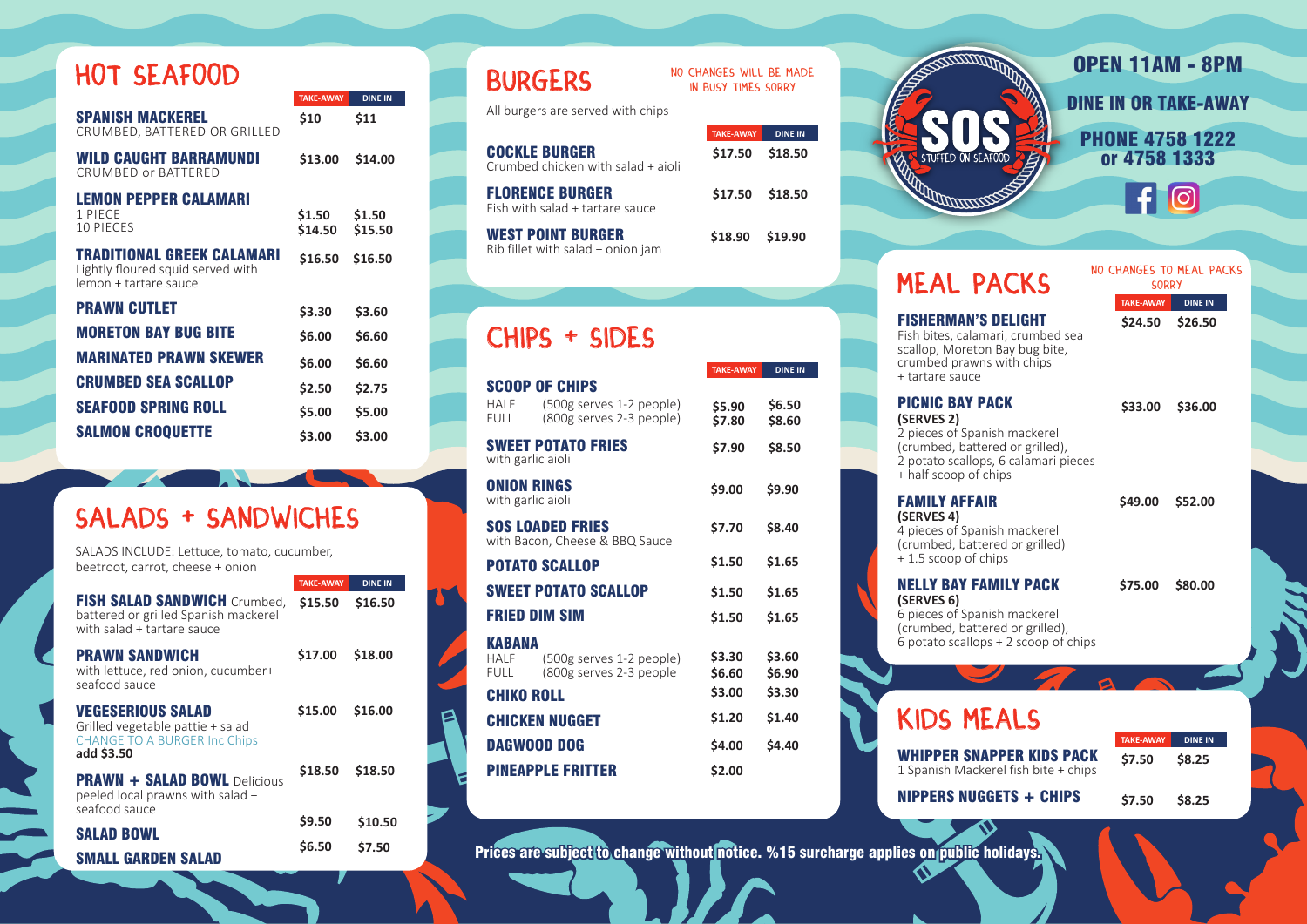## HOT SEAFOOD

| | TAKE-AWAY | DINE IN |
|---|---|---|
| **SPANISH MACKEREL** CRUMBED, BATTERED OR GRILLED | $10 | $11 |
| **WILD CAUGHT BARRAMUNDI** CRUMBED or BATTERED | $13.00 | $14.00 |
| **LEMON PEPPER CALAMARI** 1 PIECE | $1.50 | $1.50 |
| 10 PIECES | $14.50 | $15.50 |
| **TRADITIONAL GREEK CALAMARI** Lightly floured squid served with lemon + tartare sauce | $16.50 | $16.50 |
| **PRAWN CUTLET** | $3.30 | $3.60 |
| **MORETON BAY BUG BITE** | $6.00 | $6.60 |
| **MARINATED PRAWN SKEWER** | $6.00 | $6.60 |
| **CRUMBED SEA SCALLOP** | $2.50 | $2.75 |
| **SEAFOOD SPRING ROLL** | $5.00 | $5.00 |
| **SALMON CROQUETTE** | $3.00 | $3.00 |

## SALADS + SANDWICHES

SALADS INCLUDE: Lettuce, tomato, cucumber, beetroot, carrot, cheese + onion

| | TAKE-AWAY | DINE IN |
|---|---|---|
| **FISH SALAD SANDWICH** Crumbed, battered or grilled Spanish mackerel with salad + tartare sauce | $15.50 | $16.50 |
| **PRAWN SANDWICH** with lettuce, red onion, cucumber+ seafood sauce | $17.00 | $18.00 |
| **VEGESERIOUS SALAD** Grilled vegetable pattie + salad CHANGE TO A BURGER Inc Chips **add $3.50** | $15.00 | $16.00 |
| **PRAWN + SALAD BOWL** Delicious peeled local prawns with salad + seafood sauce | $18.50 | $18.50 |
| **SALAD BOWL** | $9.50 | $10.50 |
| **SMALL GARDEN SALAD** | $6.50 | $7.50 |

## BURGERS

NO CHANGES WILL BE MADE IN BUSY TIMES SORRY

All burgers are served with chips

| | TAKE-AWAY | DINE IN |
|---|---|---|
| **COCKLE BURGER** Crumbed chicken with salad + aioli | $17.50 | $18.50 |
| **FLORENCE BURGER** Fish with salad + tartare sauce | $17.50 | $18.50 |
| **WEST POINT BURGER** Rib fillet with salad + onion jam | $18.90 | $19.90 |

## CHIPS + SIDES

| | TAKE-AWAY | DINE IN |
|---|---|---|
| **SCOOP OF CHIPS** HALF (500g serves 1-2 people) | $5.90 | $6.50 |
| FULL (800g serves 2-3 people) | $7.80 | $8.60 |
| **SWEET POTATO FRIES** with garlic aioli | $7.90 | $8.50 |
| **ONION RINGS** with garlic aioli | $9.00 | $9.90 |
| **SOS LOADED FRIES** with Bacon, Cheese & BBQ Sauce | $7.70 | $8.40 |
| **POTATO SCALLOP** | $1.50 | $1.65 |
| **SWEET POTATO SCALLOP** | $1.50 | $1.65 |
| **FRIED DIM SIM** | $1.50 | $1.65 |
| **KABANA** HALF (500g serves 1-2 people) | $3.30 | $3.60 |
| FULL (800g serves 2-3 people | $6.60 | $6.90 |
| **CHIKO ROLL** | $3.00 | $3.30 |
| **CHICKEN NUGGET** | $1.20 | $1.40 |
| **DAGWOOD DOG** | $4.00 | $4.40 |
| **PINEAPPLE FRITTER** | $2.00 | |

SOS STUFFED ON SEAFOOD

**OPEN 11AM - 8PM**

**DINE IN OR TAKE-AWAY**

**PHONE 4758 1222 or 4758 1333**

## MEAL PACKS

NO CHANGES TO MEAL PACKS SORRY

| | TAKE-AWAY | DINE IN |
|---|---|---|
| **FISHERMAN'S DELIGHT** Fish bites, calamari, crumbed sea scallop, Moreton Bay bug bite, crumbed prawns with chips + tartare sauce | $24.50 | $26.50 |
| **PICNIC BAY PACK** **(SERVES 2)** 2 pieces of Spanish mackerel (crumbed, battered or grilled), 2 potato scallops, 6 calamari pieces + half scoop of chips | $33.00 | $36.00 |
| **FAMILY AFFAIR** **(SERVES 4)** 4 pieces of Spanish mackerel (crumbed, battered or grilled) + 1.5 scoop of chips | $49.00 | $52.00 |
| **NELLY BAY FAMILY PACK** **(SERVES 6)** 6 pieces of Spanish mackerel (crumbed, battered or grilled), 6 potato scallops + 2 scoop of chips | $75.00 | $80.00 |

## KIDS MEALS

| | TAKE-AWAY | DINE IN |
|---|---|---|
| **WHIPPER SNAPPER KIDS PACK** 1 Spanish Mackerel fish bite + chips | $7.50 | $8.25 |
| **NIPPERS NUGGETS + CHIPS** | $7.50 | $8.25 |

**Prices are subject to change without notice. %15 surcharge applies on public holidays.**